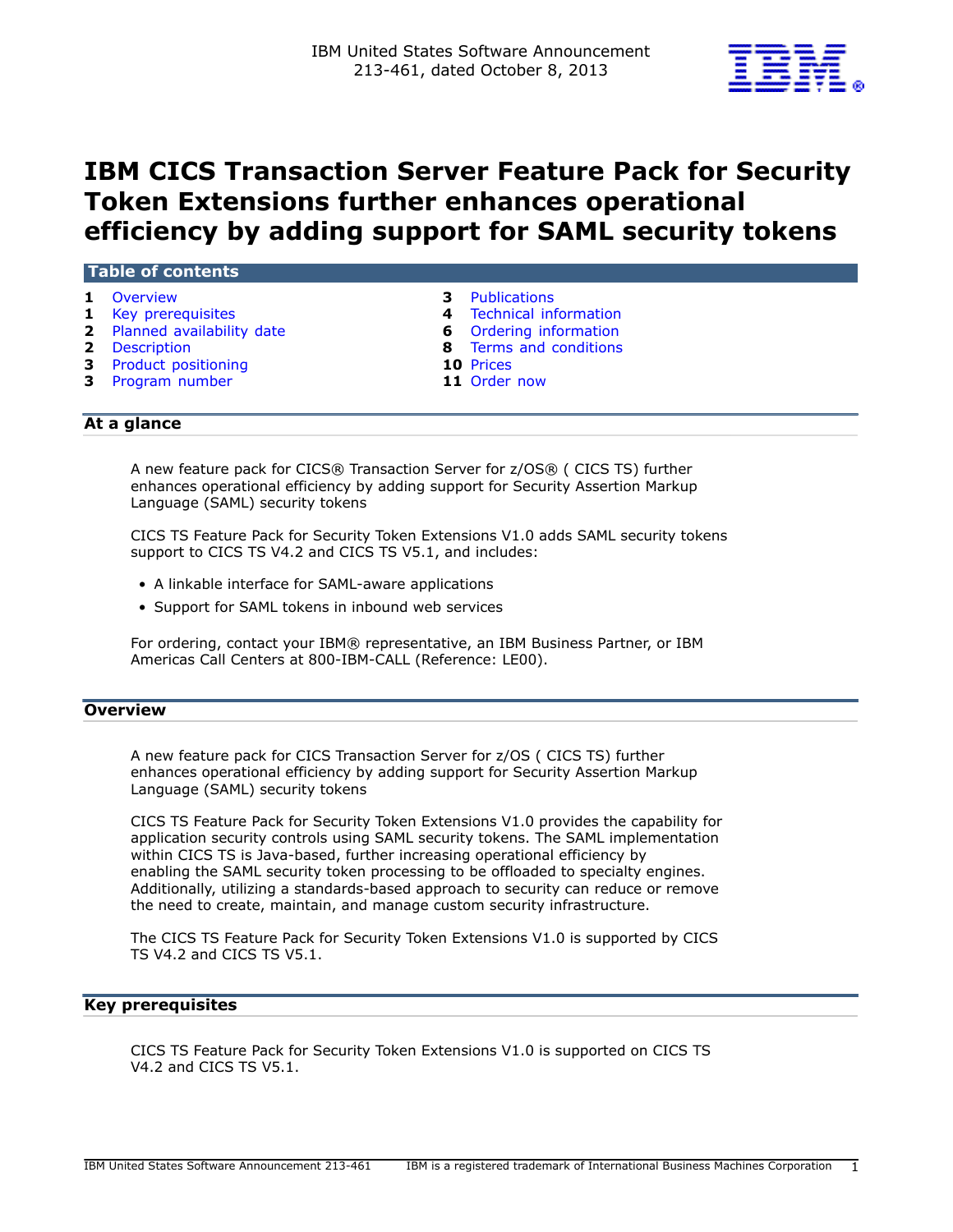IBM United States Software Announcement
213-461, dated October 8, 2013

# IBM CICS Transaction Server Feature Pack for Security Token Extensions further enhances operational efficiency by adding support for SAML security tokens

## Table of contents

| | | | |
|---|---|---|---|
| **1** | Overview | **3** | Publications |
| **1** | Key prerequisites | **4** | Technical information |
| **2** | Planned availability date | **6** | Ordering information |
| **2** | Description | **8** | Terms and conditions |
| **3** | Product positioning | **10** | Prices |
| **3** | Program number | **11** | Order now |

## At a glance

A new feature pack for CICS® Transaction Server for z/OS® ( CICS TS) further enhances operational efficiency by adding support for Security Assertion Markup Language (SAML) security tokens

CICS TS Feature Pack for Security Token Extensions V1.0 adds SAML security tokens support to CICS TS V4.2 and CICS TS V5.1, and includes:

- A linkable interface for SAML-aware applications
- Support for SAML tokens in inbound web services

For ordering, contact your IBM® representative, an IBM Business Partner, or IBM Americas Call Centers at 800-IBM-CALL (Reference: LE00).

## Overview

A new feature pack for CICS Transaction Server for z/OS ( CICS TS) further enhances operational efficiency by adding support for Security Assertion Markup Language (SAML) security tokens

CICS TS Feature Pack for Security Token Extensions V1.0 provides the capability for application security controls using SAML security tokens. The SAML implementation within CICS TS is Java-based, further increasing operational efficiency by enabling the SAML security token processing to be offloaded to specialty engines. Additionally, utilizing a standards-based approach to security can reduce or remove the need to create, maintain, and manage custom security infrastructure.

The CICS TS Feature Pack for Security Token Extensions V1.0 is supported by CICS TS V4.2 and CICS TS V5.1.

## Key prerequisites

CICS TS Feature Pack for Security Token Extensions V1.0 is supported on CICS TS V4.2 and CICS TS V5.1.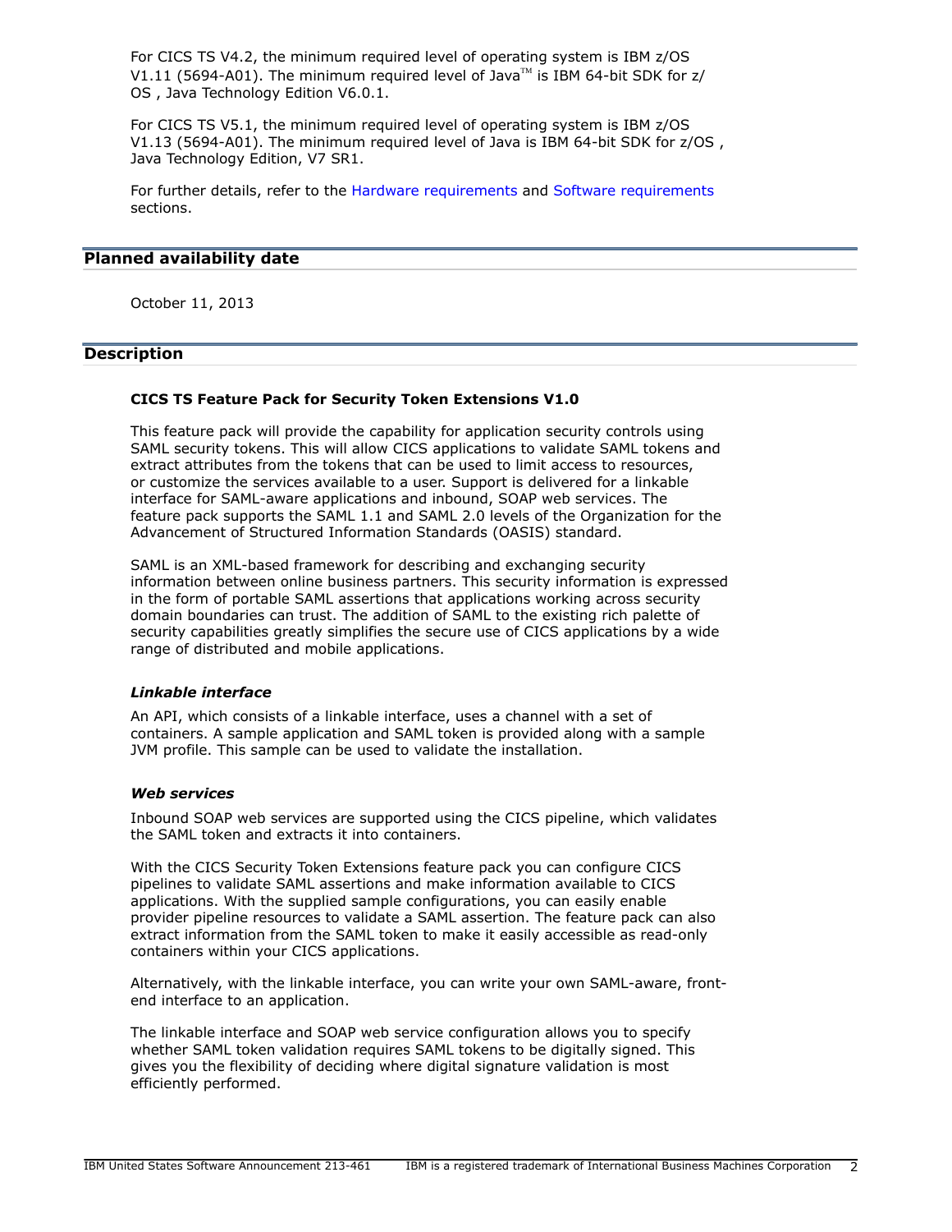For CICS TS V4.2, the minimum required level of operating system is IBM z/OS V1.11 (5694-A01). The minimum required level of Java™ is IBM 64-bit SDK for z/OS , Java Technology Edition V6.0.1.

For CICS TS V5.1, the minimum required level of operating system is IBM z/OS V1.13 (5694-A01). The minimum required level of Java is IBM 64-bit SDK for z/OS , Java Technology Edition, V7 SR1.

For further details, refer to the Hardware requirements and Software requirements sections.

## Planned availability date

October 11, 2013

## Description

### CICS TS Feature Pack for Security Token Extensions V1.0

This feature pack will provide the capability for application security controls using SAML security tokens. This will allow CICS applications to validate SAML tokens and extract attributes from the tokens that can be used to limit access to resources, or customize the services available to a user. Support is delivered for a linkable interface for SAML-aware applications and inbound, SOAP web services. The feature pack supports the SAML 1.1 and SAML 2.0 levels of the Organization for the Advancement of Structured Information Standards (OASIS) standard.

SAML is an XML-based framework for describing and exchanging security information between online business partners. This security information is expressed in the form of portable SAML assertions that applications working across security domain boundaries can trust. The addition of SAML to the existing rich palette of security capabilities greatly simplifies the secure use of CICS applications by a wide range of distributed and mobile applications.

#### *Linkable interface*

An API, which consists of a linkable interface, uses a channel with a set of containers. A sample application and SAML token is provided along with a sample JVM profile. This sample can be used to validate the installation.

#### *Web services*

Inbound SOAP web services are supported using the CICS pipeline, which validates the SAML token and extracts it into containers.

With the CICS Security Token Extensions feature pack you can configure CICS pipelines to validate SAML assertions and make information available to CICS applications. With the supplied sample configurations, you can easily enable provider pipeline resources to validate a SAML assertion. The feature pack can also extract information from the SAML token to make it easily accessible as read-only containers within your CICS applications.

Alternatively, with the linkable interface, you can write your own SAML-aware, front-end interface to an application.

The linkable interface and SOAP web service configuration allows you to specify whether SAML token validation requires SAML tokens to be digitally signed. This gives you the flexibility of deciding where digital signature validation is most efficiently performed.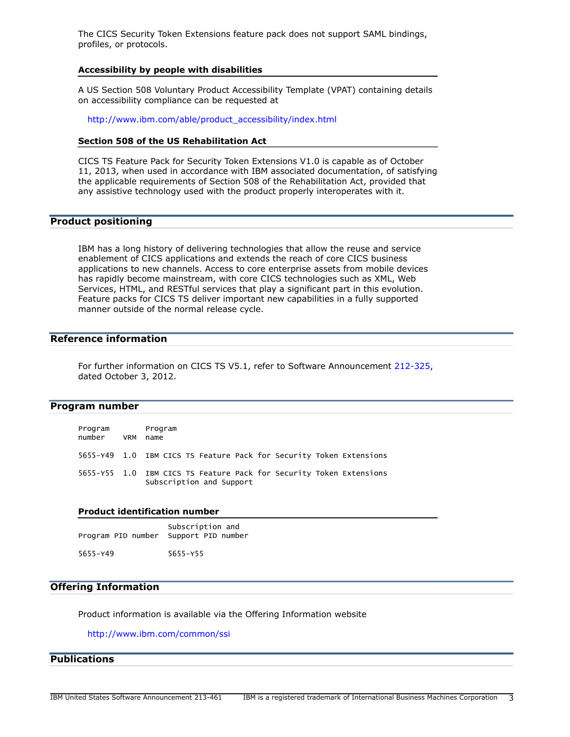The CICS Security Token Extensions feature pack does not support SAML bindings, profiles, or protocols.

### Accessibility by people with disabilities

A US Section 508 Voluntary Product Accessibility Template (VPAT) containing details on accessibility compliance can be requested at

http://www.ibm.com/able/product_accessibility/index.html

### Section 508 of the US Rehabilitation Act

CICS TS Feature Pack for Security Token Extensions V1.0 is capable as of October 11, 2013, when used in accordance with IBM associated documentation, of satisfying the applicable requirements of Section 508 of the Rehabilitation Act, provided that any assistive technology used with the product properly interoperates with it.

## Product positioning

IBM has a long history of delivering technologies that allow the reuse and service enablement of CICS applications and extends the reach of core CICS business applications to new channels. Access to core enterprise assets from mobile devices has rapidly become mainstream, with core CICS technologies such as XML, Web Services, HTML, and RESTful services that play a significant part in this evolution. Feature packs for CICS TS deliver important new capabilities in a fully supported manner outside of the normal release cycle.

## Reference information

For further information on CICS TS V5.1, refer to Software Announcement 212-325, dated October 3, 2012.

## Program number

| Program number | VRM | Program name |
|---|---|---|
| 5655-Y49 | 1.0 | IBM CICS TS Feature Pack for Security Token Extensions |
| 5655-Y55 | 1.0 | IBM CICS TS Feature Pack for Security Token Extensions Subscription and Support |

### Product identification number

| Program PID number | Subscription and Support PID number |
|---|---|
| 5655-Y49 | 5655-Y55 |

## Offering Information

Product information is available via the Offering Information website

http://www.ibm.com/common/ssi

## Publications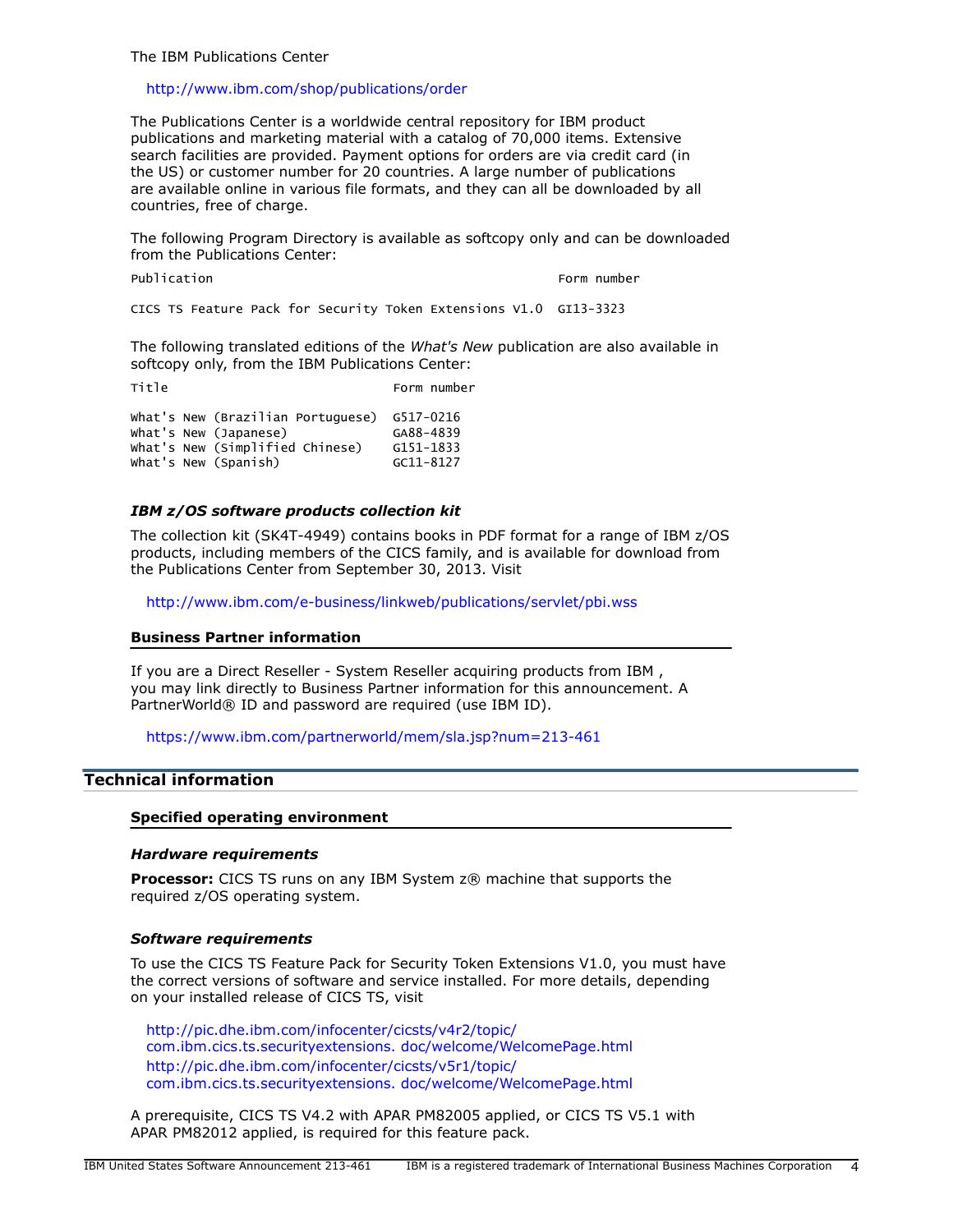The IBM Publications Center

http://www.ibm.com/shop/publications/order

The Publications Center is a worldwide central repository for IBM product publications and marketing material with a catalog of 70,000 items. Extensive search facilities are provided. Payment options for orders are via credit card (in the US) or customer number for 20 countries. A large number of publications are available online in various file formats, and they can all be downloaded by all countries, free of charge.

The following Program Directory is available as softcopy only and can be downloaded from the Publications Center:

| Publication | Form number |
|---|---|
| CICS TS Feature Pack for Security Token Extensions V1.0 | GI13-3323 |

The following translated editions of the *What's New* publication are also available in softcopy only, from the IBM Publications Center:

| Title | Form number |
|---|---|
| What's New (Brazilian Portuguese) | G517-0216 |
| What's New (Japanese) | GA88-4839 |
| What's New (Simplified Chinese) | G151-1833 |
| What's New (Spanish) | GC11-8127 |

### *IBM z/OS software products collection kit*

The collection kit (SK4T-4949) contains books in PDF format for a range of IBM z/OS products, including members of the CICS family, and is available for download from the Publications Center from September 30, 2013. Visit

http://www.ibm.com/e-business/linkweb/publications/servlet/pbi.wss

### Business Partner information

If you are a Direct Reseller - System Reseller acquiring products from IBM , you may link directly to Business Partner information for this announcement. A PartnerWorld® ID and password are required (use IBM ID).

https://www.ibm.com/partnerworld/mem/sla.jsp?num=213-461

## Technical information

### Specified operating environment

#### *Hardware requirements*

**Processor:** CICS TS runs on any IBM System z® machine that supports the required z/OS operating system.

#### *Software requirements*

To use the CICS TS Feature Pack for Security Token Extensions V1.0, you must have the correct versions of software and service installed. For more details, depending on your installed release of CICS TS, visit

http://pic.dhe.ibm.com/infocenter/cicsts/v4r2/topic/com.ibm.cics.ts.securityextensions. doc/welcome/WelcomePage.html
http://pic.dhe.ibm.com/infocenter/cicsts/v5r1/topic/com.ibm.cics.ts.securityextensions. doc/welcome/WelcomePage.html

A prerequisite, CICS TS V4.2 with APAR PM82005 applied, or CICS TS V5.1 with APAR PM82012 applied, is required for this feature pack.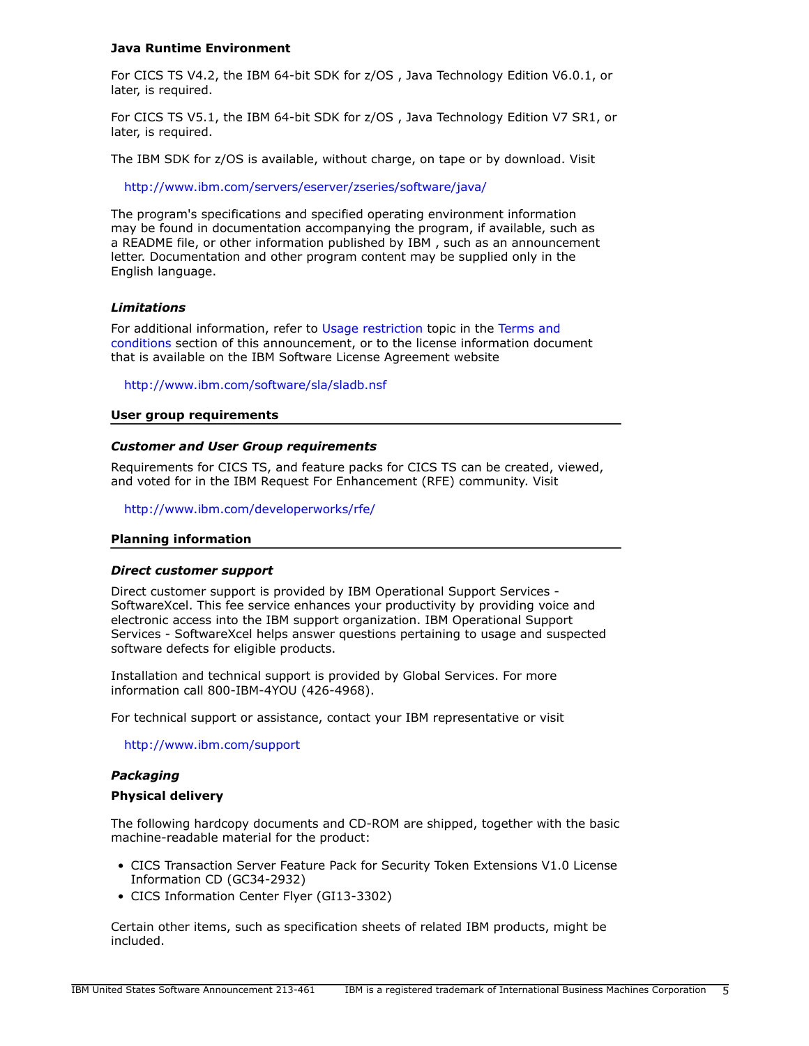**Java Runtime Environment**

For CICS TS V4.2, the IBM 64-bit SDK for z/OS , Java Technology Edition V6.0.1, or later, is required.

For CICS TS V5.1, the IBM 64-bit SDK for z/OS , Java Technology Edition V7 SR1, or later, is required.

The IBM SDK for z/OS is available, without charge, on tape or by download. Visit

http://www.ibm.com/servers/eserver/zseries/software/java/

The program's specifications and specified operating environment information may be found in documentation accompanying the program, if available, such as a README file, or other information published by IBM , such as an announcement letter. Documentation and other program content may be supplied only in the English language.

### *Limitations*

For additional information, refer to Usage restriction topic in the Terms and conditions section of this announcement, or to the license information document that is available on the IBM Software License Agreement website

http://www.ibm.com/software/sla/sladb.nsf

## User group requirements

### *Customer and User Group requirements*

Requirements for CICS TS, and feature packs for CICS TS can be created, viewed, and voted for in the IBM Request For Enhancement (RFE) community. Visit

http://www.ibm.com/developerworks/rfe/

## Planning information

### *Direct customer support*

Direct customer support is provided by IBM Operational Support Services - SoftwareXcel. This fee service enhances your productivity by providing voice and electronic access into the IBM support organization. IBM Operational Support Services - SoftwareXcel helps answer questions pertaining to usage and suspected software defects for eligible products.

Installation and technical support is provided by Global Services. For more information call 800-IBM-4YOU (426-4968).

For technical support or assistance, contact your IBM representative or visit

http://www.ibm.com/support

### *Packaging*

**Physical delivery**

The following hardcopy documents and CD-ROM are shipped, together with the basic machine-readable material for the product:

- CICS Transaction Server Feature Pack for Security Token Extensions V1.0 License Information CD (GC34-2932)
- CICS Information Center Flyer (GI13-3302)

Certain other items, such as specification sheets of related IBM products, might be included.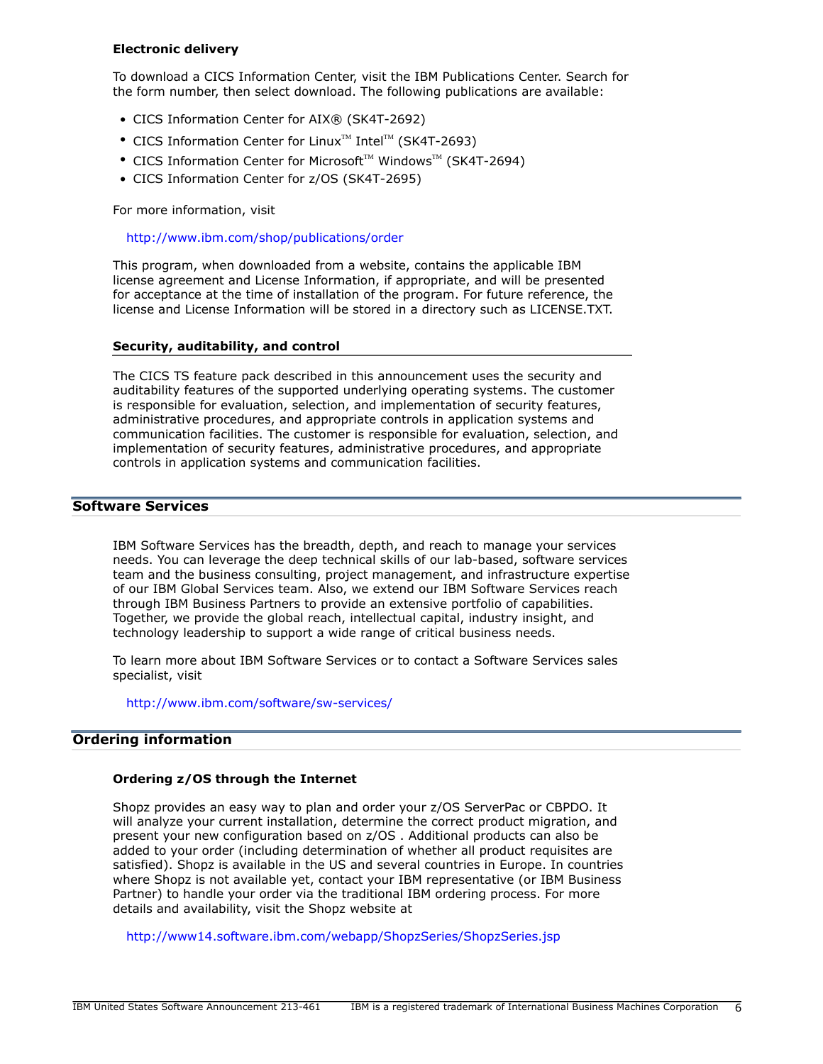### Electronic delivery

To download a CICS Information Center, visit the IBM Publications Center. Search for the form number, then select download. The following publications are available:

- CICS Information Center for AIX® (SK4T-2692)
- CICS Information Center for Linux™ Intel™ (SK4T-2693)
- CICS Information Center for Microsoft™ Windows™ (SK4T-2694)
- CICS Information Center for z/OS (SK4T-2695)

For more information, visit

http://www.ibm.com/shop/publications/order

This program, when downloaded from a website, contains the applicable IBM license agreement and License Information, if appropriate, and will be presented for acceptance at the time of installation of the program. For future reference, the license and License Information will be stored in a directory such as LICENSE.TXT.

### Security, auditability, and control

The CICS TS feature pack described in this announcement uses the security and auditability features of the supported underlying operating systems. The customer is responsible for evaluation, selection, and implementation of security features, administrative procedures, and appropriate controls in application systems and communication facilities. The customer is responsible for evaluation, selection, and implementation of security features, administrative procedures, and appropriate controls in application systems and communication facilities.

## Software Services

IBM Software Services has the breadth, depth, and reach to manage your services needs. You can leverage the deep technical skills of our lab-based, software services team and the business consulting, project management, and infrastructure expertise of our IBM Global Services team. Also, we extend our IBM Software Services reach through IBM Business Partners to provide an extensive portfolio of capabilities. Together, we provide the global reach, intellectual capital, industry insight, and technology leadership to support a wide range of critical business needs.

To learn more about IBM Software Services or to contact a Software Services sales specialist, visit

http://www.ibm.com/software/sw-services/

## Ordering information

### Ordering z/OS through the Internet

Shopz provides an easy way to plan and order your z/OS ServerPac or CBPDO. It will analyze your current installation, determine the correct product migration, and present your new configuration based on z/OS . Additional products can also be added to your order (including determination of whether all product requisites are satisfied). Shopz is available in the US and several countries in Europe. In countries where Shopz is not available yet, contact your IBM representative (or IBM Business Partner) to handle your order via the traditional IBM ordering process. For more details and availability, visit the Shopz website at

http://www14.software.ibm.com/webapp/ShopzSeries/ShopzSeries.jsp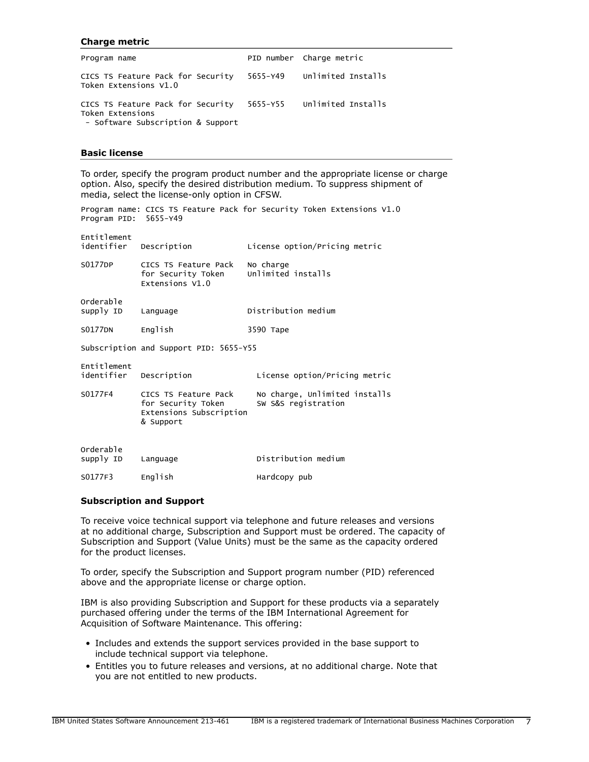### Charge metric

| Program name | PID number | Charge metric |
| --- | --- | --- |
| CICS TS Feature Pack for Security Token Extensions V1.0 | 5655-Y49 | Unlimited Installs |
| CICS TS Feature Pack for Security Token Extensions - Software Subscription & Support | 5655-Y55 | Unlimited Installs |

### Basic license

To order, specify the program product number and the appropriate license or charge option. Also, specify the desired distribution medium. To suppress shipment of media, select the license-only option in CFSW.

Program name: CICS TS Feature Pack for Security Token Extensions V1.0
Program PID: 5655-Y49

| Entitlement identifier | Description | License option/Pricing metric |
| --- | --- | --- |
| S0177DP | CICS TS Feature Pack for Security Token Extensions V1.0 | No charge Unlimited installs |

| Orderable supply ID | Language | Distribution medium |
| --- | --- | --- |
| S0177DN | English | 3590 Tape |

Subscription and Support PID: 5655-Y55

| Entitlement identifier | Description | License option/Pricing metric |
| --- | --- | --- |
| S0177F4 | CICS TS Feature Pack for Security Token Extensions Subscription & Support | No charge, Unlimited installs SW S&S registration |

| Orderable supply ID | Language | Distribution medium |
| --- | --- | --- |
| S0177F3 | English | Hardcopy pub |

### Subscription and Support

To receive voice technical support via telephone and future releases and versions at no additional charge, Subscription and Support must be ordered. The capacity of Subscription and Support (Value Units) must be the same as the capacity ordered for the product licenses.

To order, specify the Subscription and Support program number (PID) referenced above and the appropriate license or charge option.

IBM is also providing Subscription and Support for these products via a separately purchased offering under the terms of the IBM International Agreement for Acquisition of Software Maintenance. This offering:

- Includes and extends the support services provided in the base support to include technical support via telephone.
- Entitles you to future releases and versions, at no additional charge. Note that you are not entitled to new products.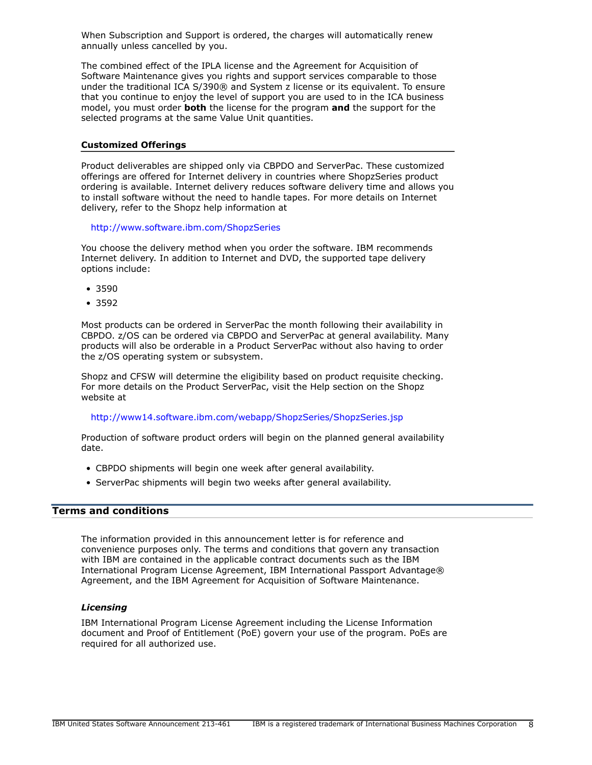When Subscription and Support is ordered, the charges will automatically renew annually unless cancelled by you.

The combined effect of the IPLA license and the Agreement for Acquisition of Software Maintenance gives you rights and support services comparable to those under the traditional ICA S/390® and System z license or its equivalent. To ensure that you continue to enjoy the level of support you are used to in the ICA business model, you must order **both** the license for the program **and** the support for the selected programs at the same Value Unit quantities.

### Customized Offerings

Product deliverables are shipped only via CBPDO and ServerPac. These customized offerings are offered for Internet delivery in countries where ShopzSeries product ordering is available. Internet delivery reduces software delivery time and allows you to install software without the need to handle tapes. For more details on Internet delivery, refer to the Shopz help information at

http://www.software.ibm.com/ShopzSeries

You choose the delivery method when you order the software. IBM recommends Internet delivery. In addition to Internet and DVD, the supported tape delivery options include:

- 3590
- 3592

Most products can be ordered in ServerPac the month following their availability in CBPDO. z/OS can be ordered via CBPDO and ServerPac at general availability. Many products will also be orderable in a Product ServerPac without also having to order the z/OS operating system or subsystem.

Shopz and CFSW will determine the eligibility based on product requisite checking. For more details on the Product ServerPac, visit the Help section on the Shopz website at

http://www14.software.ibm.com/webapp/ShopzSeries/ShopzSeries.jsp

Production of software product orders will begin on the planned general availability date.

- CBPDO shipments will begin one week after general availability.
- ServerPac shipments will begin two weeks after general availability.

## Terms and conditions

The information provided in this announcement letter is for reference and convenience purposes only. The terms and conditions that govern any transaction with IBM are contained in the applicable contract documents such as the IBM International Program License Agreement, IBM International Passport Advantage® Agreement, and the IBM Agreement for Acquisition of Software Maintenance.

### *Licensing*

IBM International Program License Agreement including the License Information document and Proof of Entitlement (PoE) govern your use of the program. PoEs are required for all authorized use.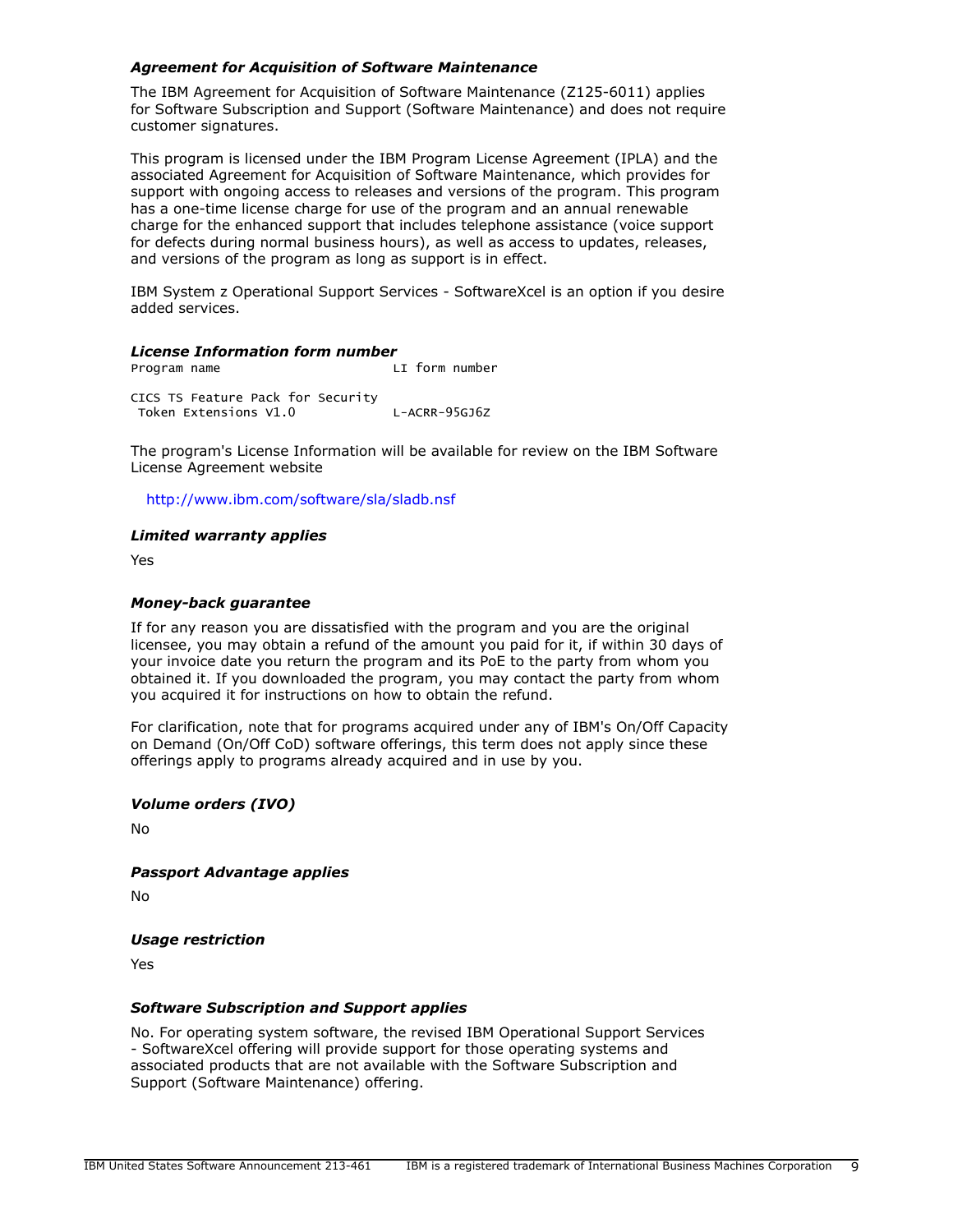### *Agreement for Acquisition of Software Maintenance*

The IBM Agreement for Acquisition of Software Maintenance (Z125-6011) applies for Software Subscription and Support (Software Maintenance) and does not require customer signatures.

This program is licensed under the IBM Program License Agreement (IPLA) and the associated Agreement for Acquisition of Software Maintenance, which provides for support with ongoing access to releases and versions of the program. This program has a one-time license charge for use of the program and an annual renewable charge for the enhanced support that includes telephone assistance (voice support for defects during normal business hours), as well as access to updates, releases, and versions of the program as long as support is in effect.

IBM System z Operational Support Services - SoftwareXcel is an option if you desire added services.

### *License Information form number*

```
Program name                        LI form number

CICS TS Feature Pack for Security
 Token Extensions V1.0              L-ACRR-95GJ6Z
```

The program's License Information will be available for review on the IBM Software License Agreement website

http://www.ibm.com/software/sla/sladb.nsf

### *Limited warranty applies*

Yes

### *Money-back guarantee*

If for any reason you are dissatisfied with the program and you are the original licensee, you may obtain a refund of the amount you paid for it, if within 30 days of your invoice date you return the program and its PoE to the party from whom you obtained it. If you downloaded the program, you may contact the party from whom you acquired it for instructions on how to obtain the refund.

For clarification, note that for programs acquired under any of IBM's On/Off Capacity on Demand (On/Off CoD) software offerings, this term does not apply since these offerings apply to programs already acquired and in use by you.

### *Volume orders (IVO)*

No

### *Passport Advantage applies*

No

### *Usage restriction*

Yes

### *Software Subscription and Support applies*

No. For operating system software, the revised IBM Operational Support Services - SoftwareXcel offering will provide support for those operating systems and associated products that are not available with the Software Subscription and Support (Software Maintenance) offering.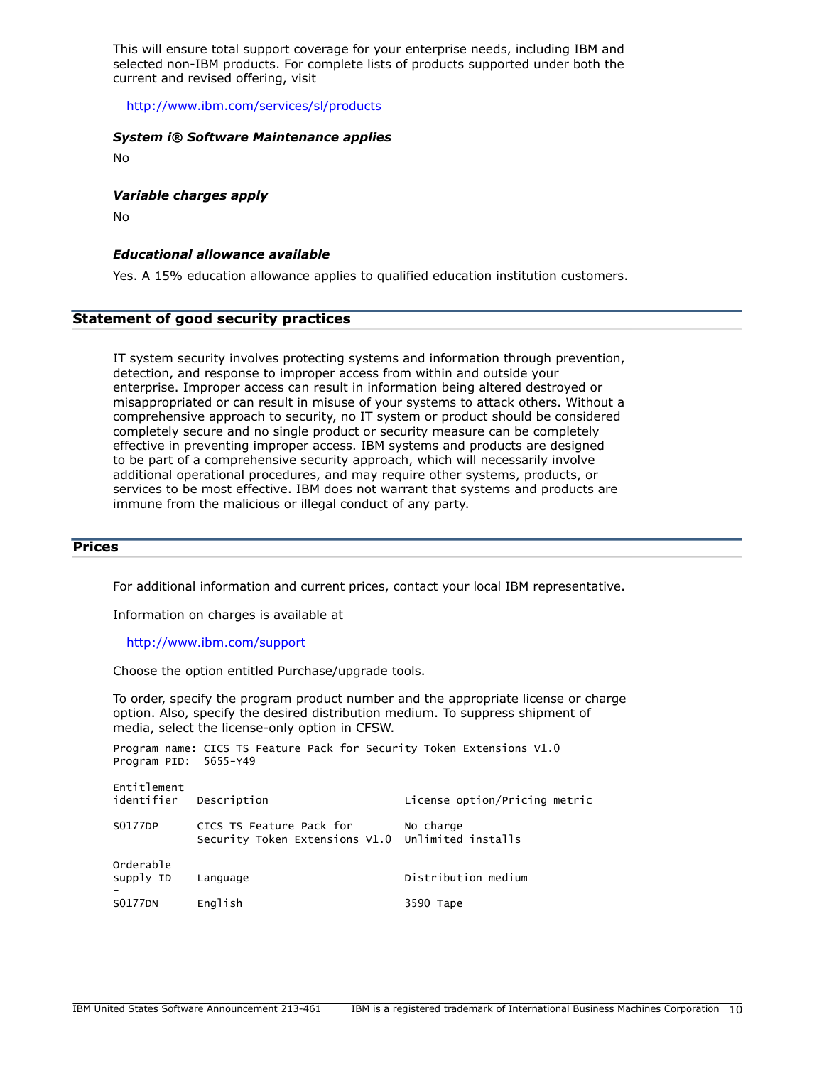This will ensure total support coverage for your enterprise needs, including IBM and selected non-IBM products. For complete lists of products supported under both the current and revised offering, visit

http://www.ibm.com/services/sl/products

***System i® Software Maintenance applies***

No

***Variable charges apply***

No

***Educational allowance available***

Yes. A 15% education allowance applies to qualified education institution customers.

## Statement of good security practices

IT system security involves protecting systems and information through prevention, detection, and response to improper access from within and outside your enterprise. Improper access can result in information being altered destroyed or misappropriated or can result in misuse of your systems to attack others. Without a comprehensive approach to security, no IT system or product should be considered completely secure and no single product or security measure can be completely effective in preventing improper access. IBM systems and products are designed to be part of a comprehensive security approach, which will necessarily involve additional operational procedures, and may require other systems, products, or services to be most effective. IBM does not warrant that systems and products are immune from the malicious or illegal conduct of any party.

## Prices

For additional information and current prices, contact your local IBM representative.

Information on charges is available at

http://www.ibm.com/support

Choose the option entitled Purchase/upgrade tools.

To order, specify the program product number and the appropriate license or charge option. Also, specify the desired distribution medium. To suppress shipment of media, select the license-only option in CFSW.

```
Program name: CICS TS Feature Pack for Security Token Extensions V1.0
Program PID:  5655-Y49

Entitlement
identifier   Description                     License option/Pricing metric

S0177DP      CICS TS Feature Pack for        No charge
             Security Token Extensions V1.0  Unlimited installs

Orderable
supply ID    Language                        Distribution medium
-
S0177DN      English                         3590 Tape
```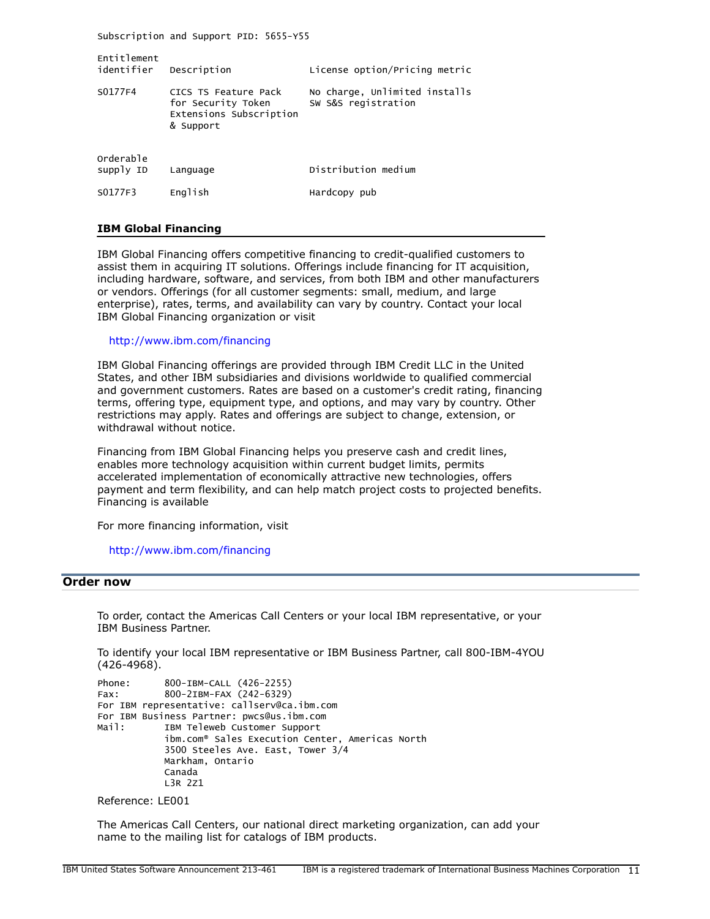Subscription and Support PID: 5655-Y55

| Entitlement identifier | Description | License option/Pricing metric |
| --- | --- | --- |
| S0177F4 | CICS TS Feature Pack for Security Token Extensions Subscription & Support | No charge, Unlimited installs SW S&S registration |

| Orderable supply ID | Language | Distribution medium |
| --- | --- | --- |
| S0177F3 | English | Hardcopy pub |

### IBM Global Financing

IBM Global Financing offers competitive financing to credit-qualified customers to assist them in acquiring IT solutions. Offerings include financing for IT acquisition, including hardware, software, and services, from both IBM and other manufacturers or vendors. Offerings (for all customer segments: small, medium, and large enterprise), rates, terms, and availability can vary by country. Contact your local IBM Global Financing organization or visit

http://www.ibm.com/financing

IBM Global Financing offerings are provided through IBM Credit LLC in the United States, and other IBM subsidiaries and divisions worldwide to qualified commercial and government customers. Rates are based on a customer's credit rating, financing terms, offering type, equipment type, and options, and may vary by country. Other restrictions may apply. Rates and offerings are subject to change, extension, or withdrawal without notice.

Financing from IBM Global Financing helps you preserve cash and credit lines, enables more technology acquisition within current budget limits, permits accelerated implementation of economically attractive new technologies, offers payment and term flexibility, and can help match project costs to projected benefits. Financing is available

For more financing information, visit

http://www.ibm.com/financing

## Order now

To order, contact the Americas Call Centers or your local IBM representative, or your IBM Business Partner.

To identify your local IBM representative or IBM Business Partner, call 800-IBM-4YOU (426-4968).

```
Phone:      800-IBM-CALL (426-2255)
Fax:        800-2IBM-FAX (242-6329)
For IBM representative: callserv@ca.ibm.com
For IBM Business Partner: pwcs@us.ibm.com
Mail:       IBM Teleweb Customer Support
            ibm.com® Sales Execution Center, Americas North
            3500 Steeles Ave. East, Tower 3/4
            Markham, Ontario
            Canada
            L3R 2Z1
```

Reference: LE001

The Americas Call Centers, our national direct marketing organization, can add your name to the mailing list for catalogs of IBM products.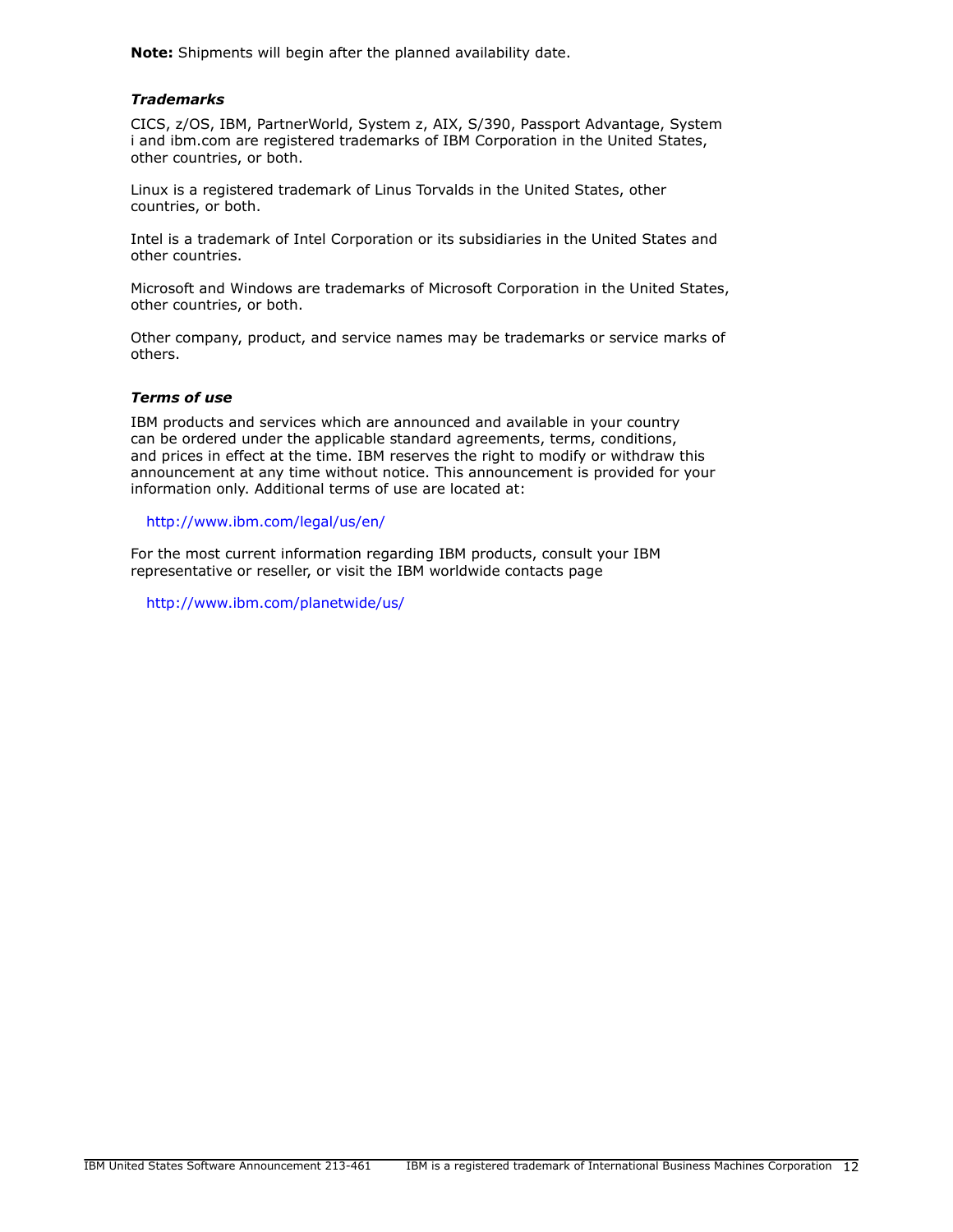**Note:** Shipments will begin after the planned availability date.

***Trademarks***

CICS, z/OS, IBM, PartnerWorld, System z, AIX, S/390, Passport Advantage, System i and ibm.com are registered trademarks of IBM Corporation in the United States, other countries, or both.

Linux is a registered trademark of Linus Torvalds in the United States, other countries, or both.

Intel is a trademark of Intel Corporation or its subsidiaries in the United States and other countries.

Microsoft and Windows are trademarks of Microsoft Corporation in the United States, other countries, or both.

Other company, product, and service names may be trademarks or service marks of others.

***Terms of use***

IBM products and services which are announced and available in your country can be ordered under the applicable standard agreements, terms, conditions, and prices in effect at the time. IBM reserves the right to modify or withdraw this announcement at any time without notice. This announcement is provided for your information only. Additional terms of use are located at:

http://www.ibm.com/legal/us/en/

For the most current information regarding IBM products, consult your IBM representative or reseller, or visit the IBM worldwide contacts page

http://www.ibm.com/planetwide/us/